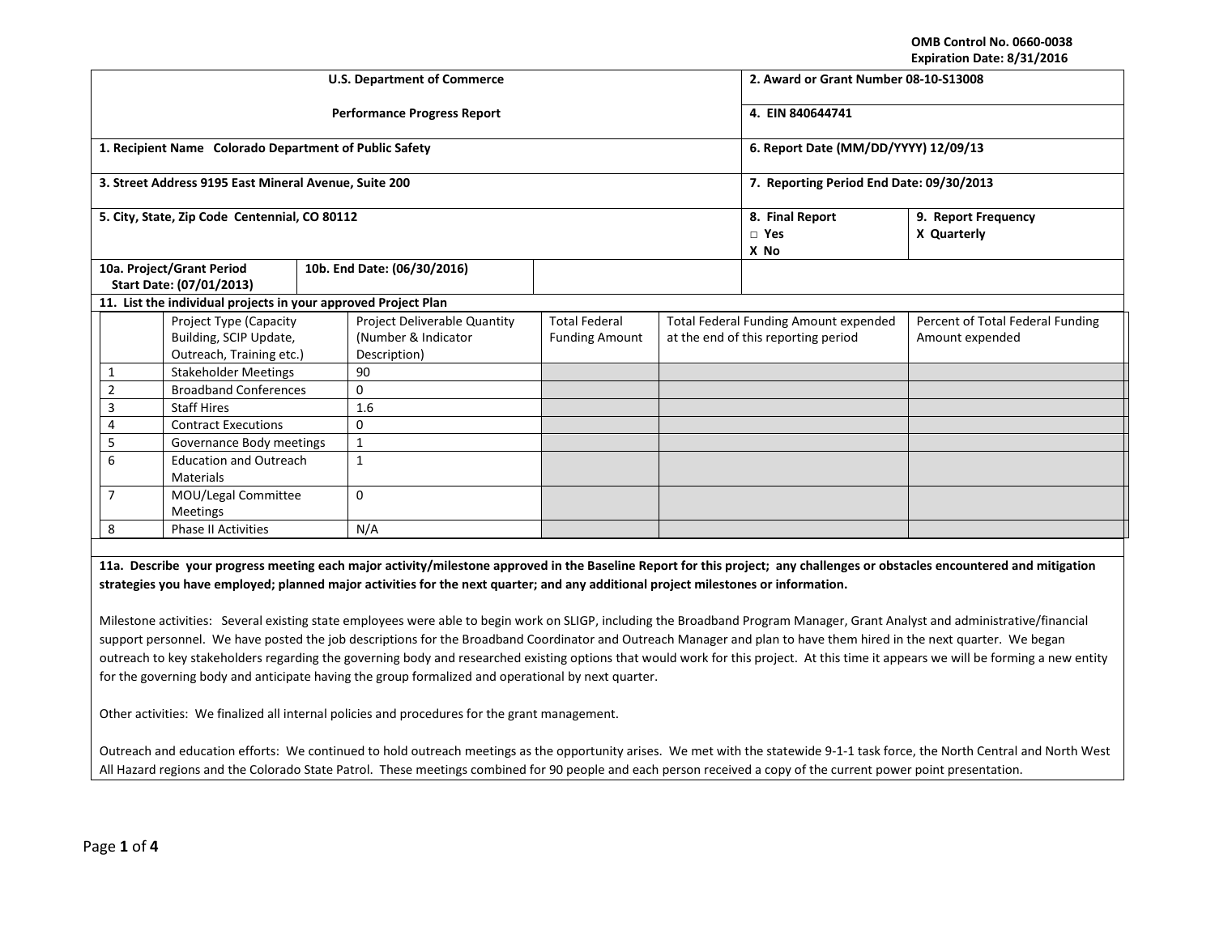OMB Control No. 0660-0038
Expiration Date: 8/31/2016

| U.S. Department of Commerce<br>Performance Progress Report | 2. Award or Grant Number 08-10-S13008 | |
|---|---|---|
| | 4. EIN 840644741 | |
| 1. Recipient Name Colorado Department of Public Safety | 6. Report Date (MM/DD/YYYY) 12/09/13 | |
| 3. Street Address 9195 East Mineral Avenue, Suite 200 | 7. Reporting Period End Date: 09/30/2013 | |
| 5. City, State, Zip Code Centennial, CO 80112 | 8. Final Report<br>□ Yes<br>X No | 9. Report Frequency<br>X Quarterly |
| 10a. Project/Grant Period Start Date: (07/01/2013) | 10b. End Date: (06/30/2016) | |

**11. List the individual projects in your approved Project Plan**

| | Project Type (Capacity Building, SCIP Update, Outreach, Training etc.) | Project Deliverable Quantity (Number & Indicator Description) | Total Federal Funding Amount | Total Federal Funding Amount expended at the end of this reporting period | Percent of Total Federal Funding Amount expended |
|---|---|---|---|---|---|
| 1 | Stakeholder Meetings | 90 | | | |
| 2 | Broadband Conferences | 0 | | | |
| 3 | Staff Hires | 1.6 | | | |
| 4 | Contract Executions | 0 | | | |
| 5 | Governance Body meetings | 1 | | | |
| 6 | Education and Outreach Materials | 1 | | | |
| 7 | MOU/Legal Committee Meetings | 0 | | | |
| 8 | Phase II Activities | N/A | | | |

**11a. Describe your progress meeting each major activity/milestone approved in the Baseline Report for this project; any challenges or obstacles encountered and mitigation strategies you have employed; planned major activities for the next quarter; and any additional project milestones or information.**

Milestone activities: Several existing state employees were able to begin work on SLIGP, including the Broadband Program Manager, Grant Analyst and administrative/financial support personnel. We have posted the job descriptions for the Broadband Coordinator and Outreach Manager and plan to have them hired in the next quarter. We began outreach to key stakeholders regarding the governing body and researched existing options that would work for this project. At this time it appears we will be forming a new entity for the governing body and anticipate having the group formalized and operational by next quarter.

Other activities: We finalized all internal policies and procedures for the grant management.

Outreach and education efforts: We continued to hold outreach meetings as the opportunity arises. We met with the statewide 9-1-1 task force, the North Central and North West All Hazard regions and the Colorado State Patrol. These meetings combined for 90 people and each person received a copy of the current power point presentation.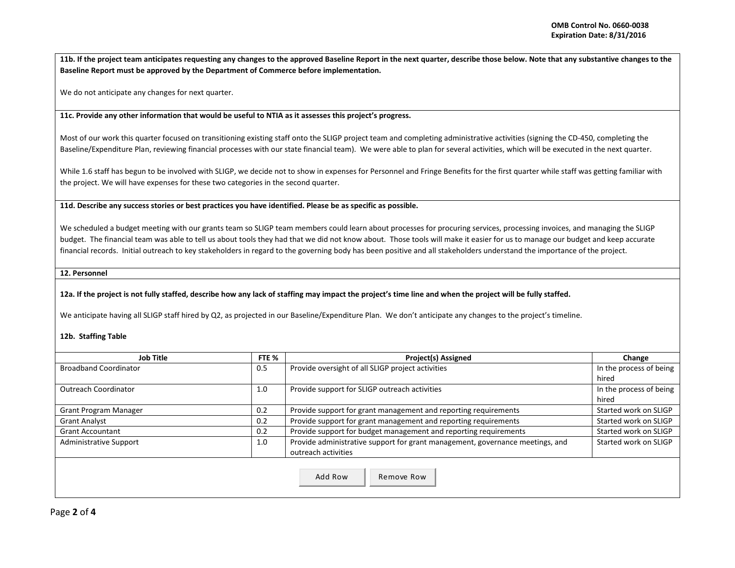**11b. If the project team anticipates requesting any changes to the approved Baseline Report in the next quarter, describe those below. Note that any substantive changes to the Baseline Report must be approved by the Department of Commerce before implementation.**

We do not anticipate any changes for next quarter.

**11c. Provide any other information that would be useful to NTIA as it assesses this project's progress.**

Most of our work this quarter focused on transitioning existing staff onto the SLIGP project team and completing administrative activities (signing the CD-450, completing the Baseline/Expenditure Plan, reviewing financial processes with our state financial team). We were able to plan for several activities, which will be executed in the next quarter.

While 1.6 staff has begun to be involved with SLIGP, we decide not to show in expenses for Personnel and Fringe Benefits for the first quarter while staff was getting familiar with the project. We will have expenses for these two categories in the second quarter.

**11d. Describe any success stories or best practices you have identified. Please be as specific as possible.**

We scheduled a budget meeting with our grants team so SLIGP team members could learn about processes for procuring services, processing invoices, and managing the SLIGP budget. The financial team was able to tell us about tools they had that we did not know about. Those tools will make it easier for us to manage our budget and keep accurate financial records. Initial outreach to key stakeholders in regard to the governing body has been positive and all stakeholders understand the importance of the project.

**12. Personnel**

**12a. If the project is not fully staffed, describe how any lack of staffing may impact the project's time line and when the project will be fully staffed.**

We anticipate having all SLIGP staff hired by Q2, as projected in our Baseline/Expenditure Plan. We don't anticipate any changes to the project's timeline.

**12b. Staffing Table**

| Job Title | FTE % | Project(s) Assigned | Change |
|---|---|---|---|
| Broadband Coordinator | 0.5 | Provide oversight of all SLIGP project activities | In the process of being hired |
| Outreach Coordinator | 1.0 | Provide support for SLIGP outreach activities | In the process of being hired |
| Grant Program Manager | 0.2 | Provide support for grant management and reporting requirements | Started work on SLIGP |
| Grant Analyst | 0.2 | Provide support for grant management and reporting requirements | Started work on SLIGP |
| Grant Accountant | 0.2 | Provide support for budget management and reporting requirements | Started work on SLIGP |
| Administrative Support | 1.0 | Provide administrative support for grant management, governance meetings, and outreach activities | Started work on SLIGP |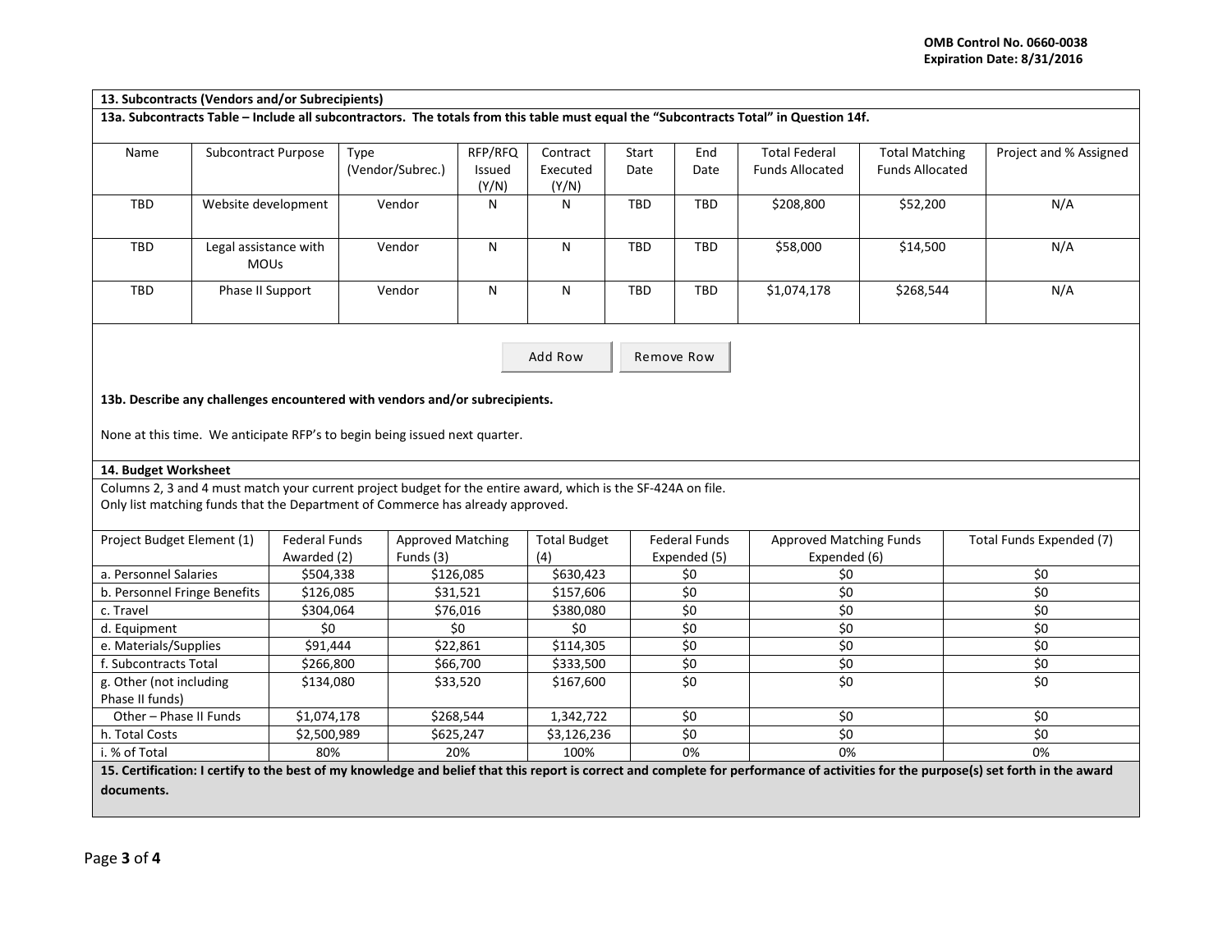**13. Subcontracts (Vendors and/or Subrecipients)**

**13a. Subcontracts Table – Include all subcontractors. The totals from this table must equal the "Subcontracts Total" in Question 14f.**

| Name | Subcontract Purpose | Type (Vendor/Subrec.) | RFP/RFQ Issued (Y/N) | Contract Executed (Y/N) | Start Date | End Date | Total Federal Funds Allocated | Total Matching Funds Allocated | Project and % Assigned |
|---|---|---|---|---|---|---|---|---|---|
| TBD | Website development | Vendor | N | N | TBD | TBD | $208,800 | $52,200 | N/A |
| TBD | Legal assistance with MOUs | Vendor | N | N | TBD | TBD | $58,000 | $14,500 | N/A |
| TBD | Phase II Support | Vendor | N | N | TBD | TBD | $1,074,178 | $268,544 | N/A |

**13b. Describe any challenges encountered with vendors and/or subrecipients.**

None at this time. We anticipate RFP's to begin being issued next quarter.

**14. Budget Worksheet**

Columns 2, 3 and 4 must match your current project budget for the entire award, which is the SF-424A on file.
Only list matching funds that the Department of Commerce has already approved.

| Project Budget Element (1) | Federal Funds Awarded (2) | Approved Matching Funds (3) | Total Budget (4) | Federal Funds Expended (5) | Approved Matching Funds Expended (6) | Total Funds Expended (7) |
|---|---|---|---|---|---|---|
| a. Personnel Salaries | $504,338 | $126,085 | $630,423 | $0 | $0 | $0 |
| b. Personnel Fringe Benefits | $126,085 | $31,521 | $157,606 | $0 | $0 | $0 |
| c. Travel | $304,064 | $76,016 | $380,080 | $0 | $0 | $0 |
| d. Equipment | $0 | $0 | $0 | $0 | $0 | $0 |
| e. Materials/Supplies | $91,444 | $22,861 | $114,305 | $0 | $0 | $0 |
| f. Subcontracts Total | $266,800 | $66,700 | $333,500 | $0 | $0 | $0 |
| g. Other (not including Phase II funds) | $134,080 | $33,520 | $167,600 | $0 | $0 | $0 |
| Other – Phase II Funds | $1,074,178 | $268,544 | 1,342,722 | $0 | $0 | $0 |
| h. Total Costs | $2,500,989 | $625,247 | $3,126,236 | $0 | $0 | $0 |
| i. % of Total | 80% | 20% | 100% | 0% | 0% | 0% |

**15. Certification: I certify to the best of my knowledge and belief that this report is correct and complete for performance of activities for the purpose(s) set forth in the award documents.**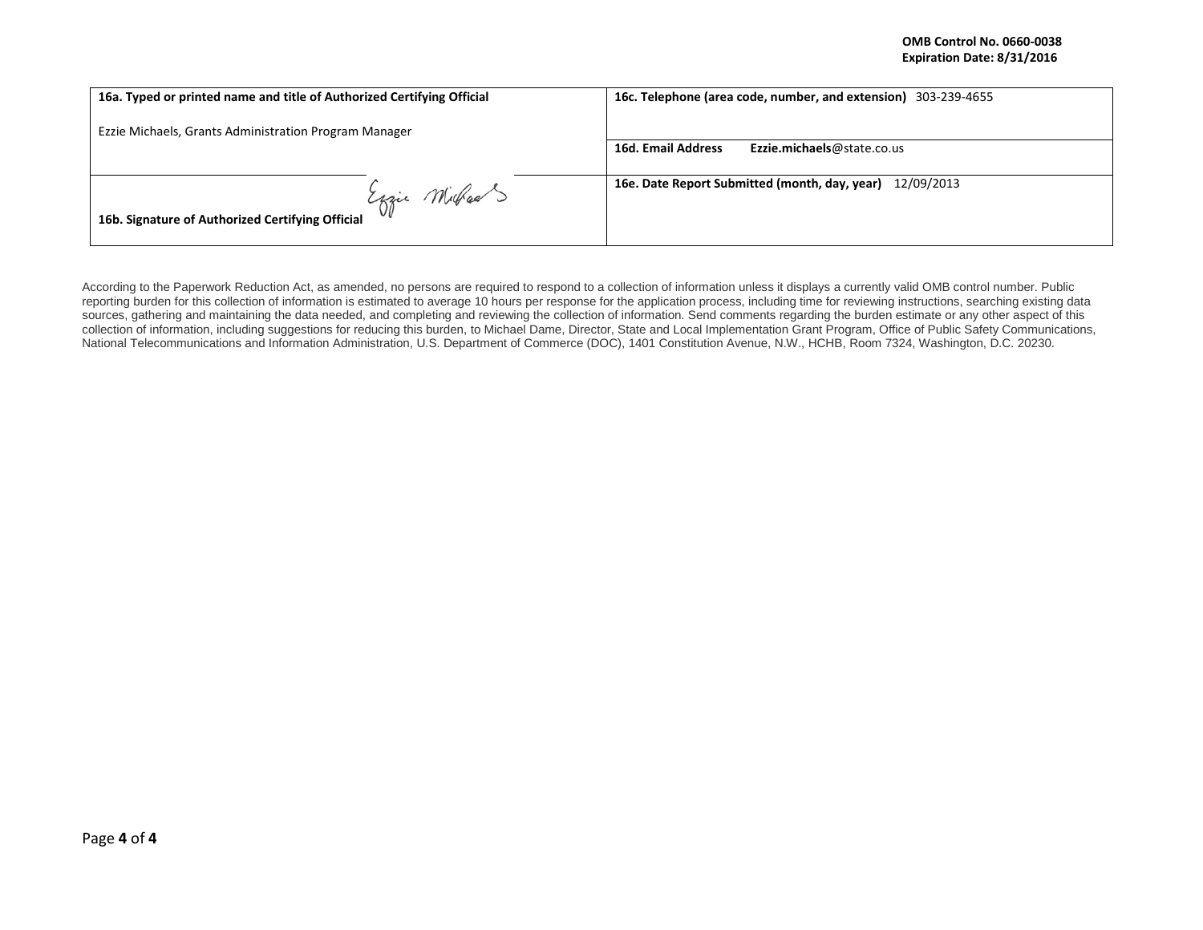OMB Control No. 0660-0038
Expiration Date: 8/31/2016

| | |
|---|---|
| **16a. Typed or printed name and title of Authorized Certifying Official**<br><br>Ezzie Michaels, Grants Administration Program Manager | **16c. Telephone (area code, number, and extension)** 303-239-4655 |
| | **16d. Email Address** **Ezzie.michaels**@state.co.us |
| **16b. Signature of Authorized Certifying Official** Ezzie Michaels | **16e. Date Report Submitted (month, day, year)** 12/09/2013 |

According to the Paperwork Reduction Act, as amended, no persons are required to respond to a collection of information unless it displays a currently valid OMB control number. Public reporting burden for this collection of information is estimated to average 10 hours per response for the application process, including time for reviewing instructions, searching existing data sources, gathering and maintaining the data needed, and completing and reviewing the collection of information. Send comments regarding the burden estimate or any other aspect of this collection of information, including suggestions for reducing this burden, to Michael Dame, Director, State and Local Implementation Grant Program, Office of Public Safety Communications, National Telecommunications and Information Administration, U.S. Department of Commerce (DOC), 1401 Constitution Avenue, N.W., HCHB, Room 7324, Washington, D.C. 20230.